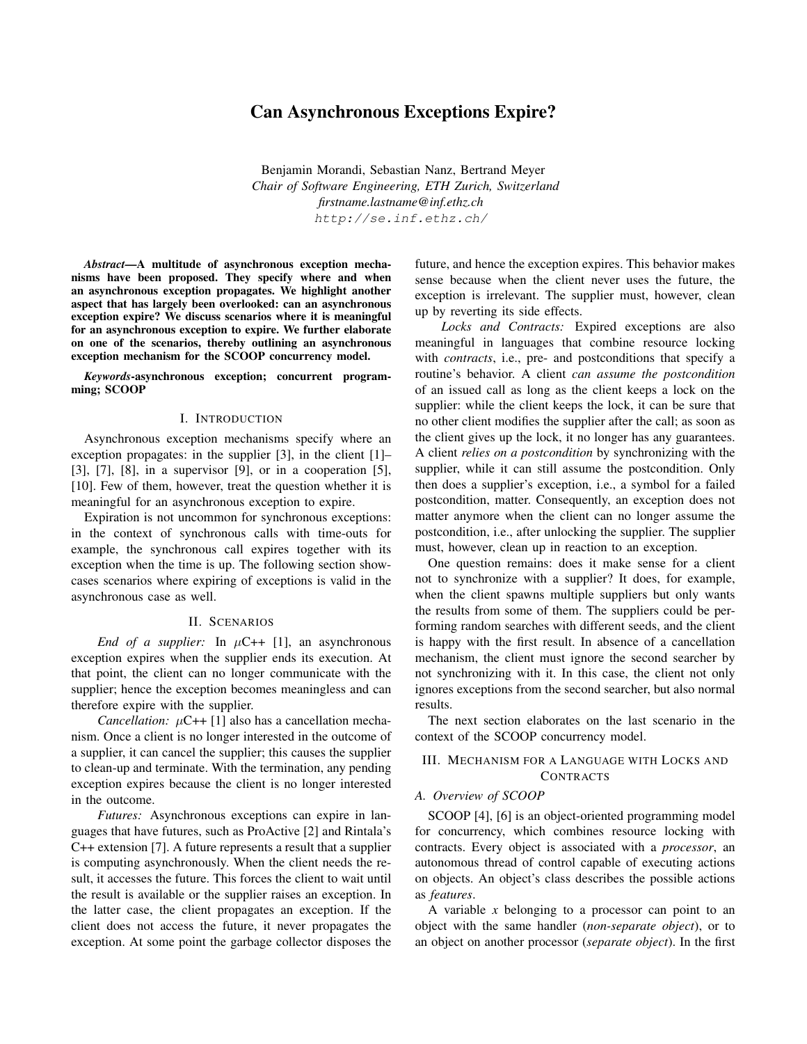# Can Asynchronous Exceptions Expire?

Benjamin Morandi, Sebastian Nanz, Bertrand Meyer
*Chair of Software Engineering, ETH Zurich, Switzerland*
*firstname.lastname@inf.ethz.ch*
`http://se.inf.ethz.ch/`

***Abstract*—A multitude of asynchronous exception mechanisms have been proposed. They specify where and when an asynchronous exception propagates. We highlight another aspect that has largely been overlooked: can an asynchronous exception expire? We discuss scenarios where it is meaningful for an asynchronous exception to expire. We further elaborate on one of the scenarios, thereby outlining an asynchronous exception mechanism for the SCOOP concurrency model.**

***Keywords*-asynchronous exception; concurrent programming; SCOOP**

## I. Introduction

Asynchronous exception mechanisms specify where an exception propagates: in the supplier [3], in the client [1]–[3], [7], [8], in a supervisor [9], or in a cooperation [5], [10]. Few of them, however, treat the question whether it is meaningful for an asynchronous exception to expire.

Expiration is not uncommon for synchronous exceptions: in the context of synchronous calls with time-outs for example, the synchronous call expires together with its exception when the time is up. The following section showcases scenarios where expiring of exceptions is valid in the asynchronous case as well.

## II. Scenarios

*End of a supplier:* In $\mu$C++ [1], an asynchronous exception expires when the supplier ends its execution. At that point, the client can no longer communicate with the supplier; hence the exception becomes meaningless and can therefore expire with the supplier.

*Cancellation:* $\mu$C++ [1] also has a cancellation mechanism. Once a client is no longer interested in the outcome of a supplier, it can cancel the supplier; this causes the supplier to clean-up and terminate. With the termination, any pending exception expires because the client is no longer interested in the outcome.

*Futures:* Asynchronous exceptions can expire in languages that have futures, such as ProActive [2] and Rintala's C++ extension [7]. A future represents a result that a supplier is computing asynchronously. When the client needs the result, it accesses the future. This forces the client to wait until the result is available or the supplier raises an exception. In the latter case, the client propagates an exception. If the client does not access the future, it never propagates the exception. At some point the garbage collector disposes the future, and hence the exception expires. This behavior makes sense because when the client never uses the future, the exception is irrelevant. The supplier must, however, clean up by reverting its side effects.

*Locks and Contracts:* Expired exceptions are also meaningful in languages that combine resource locking with *contracts*, i.e., pre- and postconditions that specify a routine's behavior. A client *can assume the postcondition* of an issued call as long as the client keeps a lock on the supplier: while the client keeps the lock, it can be sure that no other client modifies the supplier after the call; as soon as the client gives up the lock, it no longer has any guarantees. A client *relies on a postcondition* by synchronizing with the supplier, while it can still assume the postcondition. Only then does a supplier's exception, i.e., a symbol for a failed postcondition, matter. Consequently, an exception does not matter anymore when the client can no longer assume the postcondition, i.e., after unlocking the supplier. The supplier must, however, clean up in reaction to an exception.

One question remains: does it make sense for a client not to synchronize with a supplier? It does, for example, when the client spawns multiple suppliers but only wants the results from some of them. The suppliers could be performing random searches with different seeds, and the client is happy with the first result. In absence of a cancellation mechanism, the client must ignore the second searcher by not synchronizing with it. In this case, the client not only ignores exceptions from the second searcher, but also normal results.

The next section elaborates on the last scenario in the context of the SCOOP concurrency model.

## III. Mechanism for a Language with Locks and Contracts

### A. Overview of SCOOP

SCOOP [4], [6] is an object-oriented programming model for concurrency, which combines resource locking with contracts. Every object is associated with a *processor*, an autonomous thread of control capable of executing actions on objects. An object's class describes the possible actions as *features*.

A variable *x* belonging to a processor can point to an object with the same handler (*non-separate object*), or to an object on another processor (*separate object*). In the first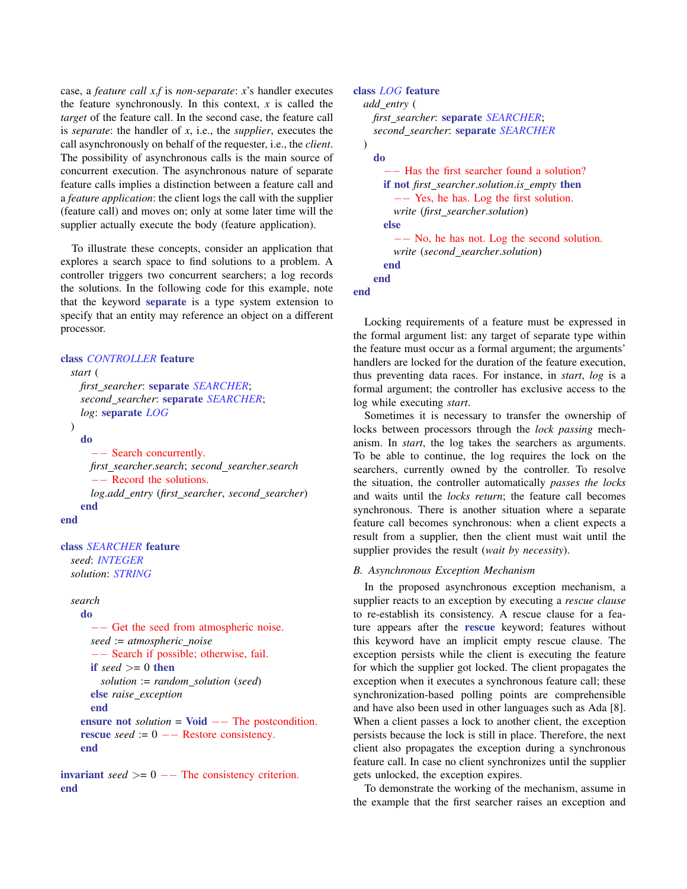case, a *feature call x.f* is *non-separate*: *x*'s handler executes the feature synchronously. In this context, *x* is called the *target* of the feature call. In the second case, the feature call is *separate*: the handler of *x*, i.e., the *supplier*, executes the call asynchronously on behalf of the requester, i.e., the *client*. The possibility of asynchronous calls is the main source of concurrent execution. The asynchronous nature of separate feature calls implies a distinction between a feature call and a *feature application*: the client logs the call with the supplier (feature call) and moves on; only at some later time will the supplier actually execute the body (feature application).

To illustrate these concepts, consider an application that explores a search space to find solutions to a problem. A controller triggers two concurrent searchers; a log records the solutions. In the following code for this example, note that the keyword **separate** is a type system extension to specify that an entity may reference an object on a different processor.

```
class CONTROLLER feature
  start (
    first_searcher: separate SEARCHER;
    second_searcher: separate SEARCHER;
    log: separate LOG
  )
    do
      -- Search concurrently.
      first_searcher.search; second_searcher.search
      -- Record the solutions.
      log.add_entry (first_searcher, second_searcher)
    end
end

class SEARCHER feature
  seed: INTEGER
  solution: STRING

  search
    do
      -- Get the seed from atmospheric noise.
      seed := atmospheric_noise
      -- Search if possible; otherwise, fail.
      if seed >= 0 then
        solution := random_solution (seed)
      else raise_exception
      end
    ensure not solution = Void -- The postcondition.
    rescue seed := 0 -- Restore consistency.
    end

invariant seed >= 0 -- The consistency criterion.
end
```

```
class LOG feature
  add_entry (
    first_searcher: separate SEARCHER;
    second_searcher: separate SEARCHER
  )
    do
      -- Has the first searcher found a solution?
      if not first_searcher.solution.is_empty then
        -- Yes, he has. Log the first solution.
        write (first_searcher.solution)
      else
        -- No, he has not. Log the second solution.
        write (second_searcher.solution)
      end
    end
end
```

Locking requirements of a feature must be expressed in the formal argument list: any target of separate type within the feature must occur as a formal argument; the arguments' handlers are locked for the duration of the feature execution, thus preventing data races. For instance, in *start*, *log* is a formal argument; the controller has exclusive access to the log while executing *start*.

Sometimes it is necessary to transfer the ownership of locks between processors through the *lock passing* mechanism. In *start*, the log takes the searchers as arguments. To be able to continue, the log requires the lock on the searchers, currently owned by the controller. To resolve the situation, the controller automatically *passes the locks* and waits until the *locks return*; the feature call becomes synchronous. There is another situation where a separate feature call becomes synchronous: when a client expects a result from a supplier, then the client must wait until the supplier provides the result (*wait by necessity*).

### B. Asynchronous Exception Mechanism

In the proposed asynchronous exception mechanism, a supplier reacts to an exception by executing a *rescue clause* to re-establish its consistency. A rescue clause for a feature appears after the **rescue** keyword; features without this keyword have an implicit empty rescue clause. The exception persists while the client is executing the feature for which the supplier got locked. The client propagates the exception when it executes a synchronous feature call; these synchronization-based polling points are comprehensible and have also been used in other languages such as Ada [8]. When a client passes a lock to another client, the exception persists because the lock is still in place. Therefore, the next client also propagates the exception during a synchronous feature call. In case no client synchronizes until the supplier gets unlocked, the exception expires.

To demonstrate the working of the mechanism, assume in the example that the first searcher raises an exception and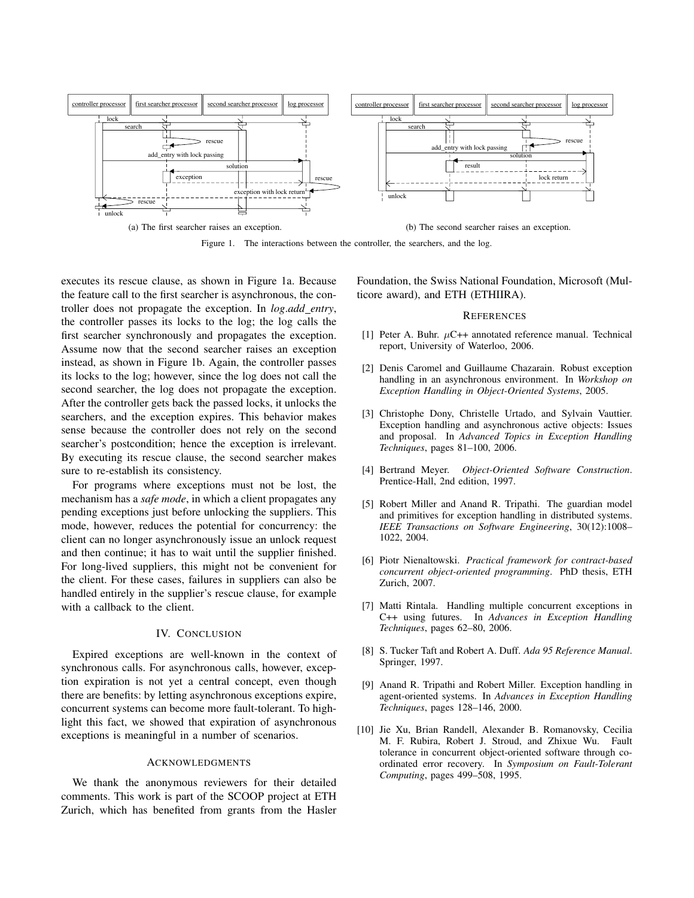controller processor
first searcher processor
second searcher processor
log processor
lock
search
rescue
add_entry with lock passing
solution
exception
rescue
exception with lock return
rescue
unlock

(a) The first searcher raises an exception.

controller processor
first searcher processor
second searcher processor
log processor
lock
search
rescue
add_entry with lock passing
solution
result
lock return
unlock

(b) The second searcher raises an exception.

Figure 1. The interactions between the controller, the searchers, and the log.

executes its rescue clause, as shown in Figure 1a. Because the feature call to the first searcher is asynchronous, the controller does not propagate the exception. In *log.add_entry*, the controller passes its locks to the log; the log calls the first searcher synchronously and propagates the exception. Assume now that the second searcher raises an exception instead, as shown in Figure 1b. Again, the controller passes its locks to the log; however, since the log does not call the second searcher, the log does not propagate the exception. After the controller gets back the passed locks, it unlocks the searchers, and the exception expires. This behavior makes sense because the controller does not rely on the second searcher's postcondition; hence the exception is irrelevant. By executing its rescue clause, the second searcher makes sure to re-establish its consistency.

For programs where exceptions must not be lost, the mechanism has a *safe mode*, in which a client propagates any pending exceptions just before unlocking the suppliers. This mode, however, reduces the potential for concurrency: the client can no longer asynchronously issue an unlock request and then continue; it has to wait until the supplier finished. For long-lived suppliers, this might not be convenient for the client. For these cases, failures in suppliers can also be handled entirely in the supplier's rescue clause, for example with a callback to the client.

## IV. Conclusion

Expired exceptions are well-known in the context of synchronous calls. For asynchronous calls, however, exception expiration is not yet a central concept, even though there are benefits: by letting asynchronous exceptions expire, concurrent systems can become more fault-tolerant. To highlight this fact, we showed that expiration of asynchronous exceptions is meaningful in a number of scenarios.

## Acknowledgments

We thank the anonymous reviewers for their detailed comments. This work is part of the SCOOP project at ETH Zurich, which has benefited from grants from the Hasler Foundation, the Swiss National Foundation, Microsoft (Multicore award), and ETH (ETHIIRA).

## References

[1] Peter A. Buhr. $\mu$C++ annotated reference manual. Technical report, University of Waterloo, 2006.

[2] Denis Caromel and Guillaume Chazarain. Robust exception handling in an asynchronous environment. In *Workshop on Exception Handling in Object-Oriented Systems*, 2005.

[3] Christophe Dony, Christelle Urtado, and Sylvain Vauttier. Exception handling and asynchronous active objects: Issues and proposal. In *Advanced Topics in Exception Handling Techniques*, pages 81–100, 2006.

[4] Bertrand Meyer. *Object-Oriented Software Construction*. Prentice-Hall, 2nd edition, 1997.

[5] Robert Miller and Anand R. Tripathi. The guardian model and primitives for exception handling in distributed systems. *IEEE Transactions on Software Engineering*, 30(12):1008–1022, 2004.

[6] Piotr Nienaltowski. *Practical framework for contract-based concurrent object-oriented programming*. PhD thesis, ETH Zurich, 2007.

[7] Matti Rintala. Handling multiple concurrent exceptions in C++ using futures. In *Advances in Exception Handling Techniques*, pages 62–80, 2006.

[8] S. Tucker Taft and Robert A. Duff. *Ada 95 Reference Manual*. Springer, 1997.

[9] Anand R. Tripathi and Robert Miller. Exception handling in agent-oriented systems. In *Advances in Exception Handling Techniques*, pages 128–146, 2000.

[10] Jie Xu, Brian Randell, Alexander B. Romanovsky, Cecilia M. F. Rubira, Robert J. Stroud, and Zhixue Wu. Fault tolerance in concurrent object-oriented software through coordinated error recovery. In *Symposium on Fault-Tolerant Computing*, pages 499–508, 1995.